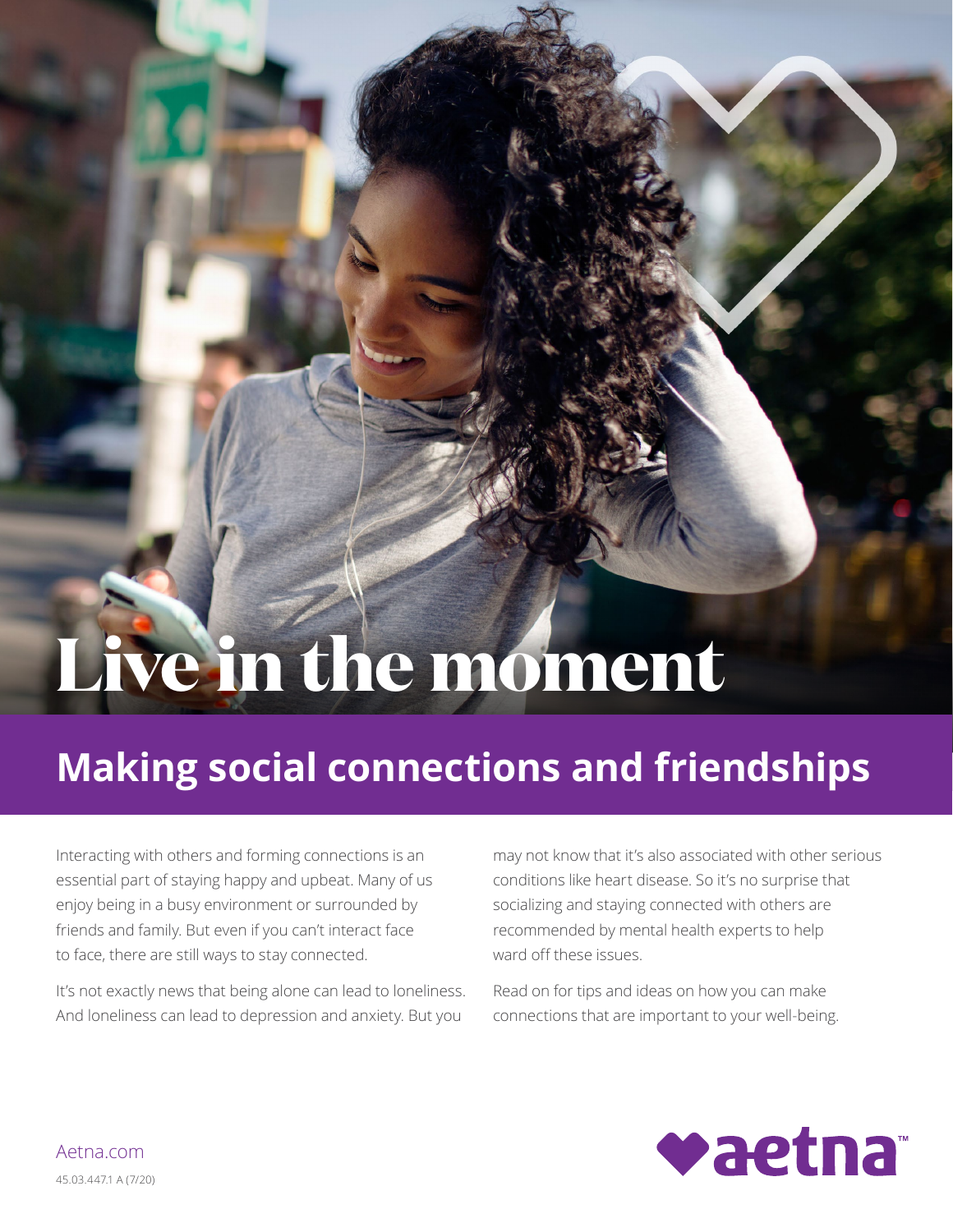# Live in the moment

## Making social connections and friendships

Interacting with others and forming connections is an essential part of staying happy and upbeat. Many of us enjoy being in a busy environment or surrounded by friends and family. But even if you can't interact face to face, there are still ways to stay connected.

It's not exactly news that being alone can lead to loneliness. And loneliness can lead to depression and anxiety. But you may not know that it's also associated with other serious conditions like heart disease. So it's no surprise that socializing and staying connected with others are recommended by mental health experts to help ward off these issues.

Read on for tips and ideas on how you can make connections that are important to your well-being.

Aetna.com

45.03.447.1 A (7/20)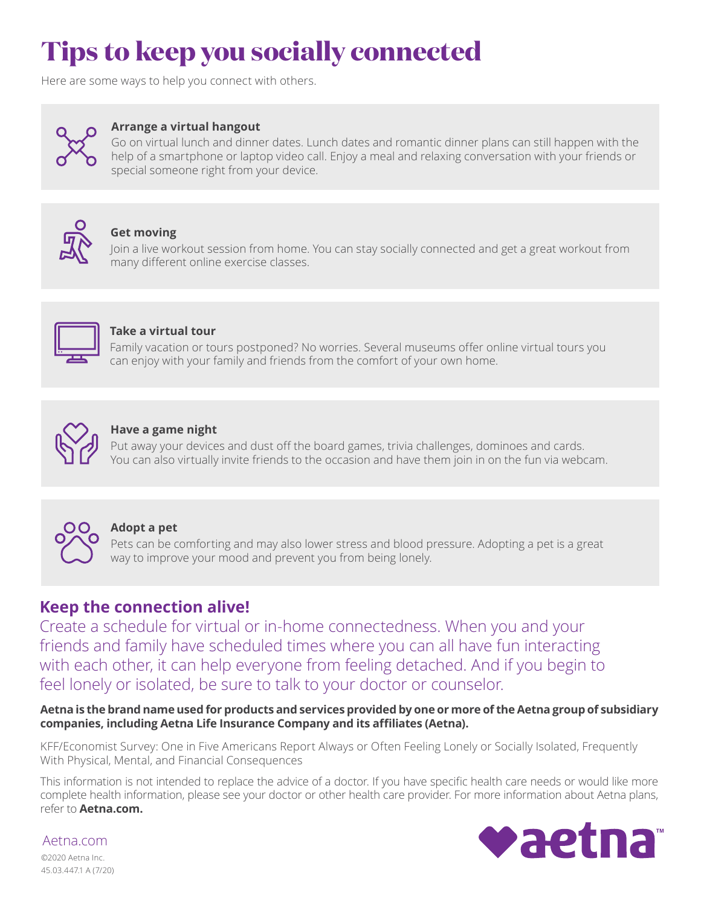# Tips to keep you socially connected

Here are some ways to help you connect with others.

**Arrange a virtual hangout**
Go on virtual lunch and dinner dates. Lunch dates and romantic dinner plans can still happen with the help of a smartphone or laptop video call. Enjoy a meal and relaxing conversation with your friends or special someone right from your device.

**Get moving**
Join a live workout session from home. You can stay socially connected and get a great workout from many different online exercise classes.

**Take a virtual tour**
Family vacation or tours postponed? No worries. Several museums offer online virtual tours you can enjoy with your family and friends from the comfort of your own home.

**Have a game night**
Put away your devices and dust off the board games, trivia challenges, dominoes and cards. You can also virtually invite friends to the occasion and have them join in on the fun via webcam.

**Adopt a pet**
Pets can be comforting and may also lower stress and blood pressure. Adopting a pet is a great way to improve your mood and prevent you from being lonely.

## Keep the connection alive!

Create a schedule for virtual or in-home connectedness. When you and your friends and family have scheduled times where you can all have fun interacting with each other, it can help everyone from feeling detached. And if you begin to feel lonely or isolated, be sure to talk to your doctor or counselor.

**Aetna is the brand name used for products and services provided by one or more of the Aetna group of subsidiary companies, including Aetna Life Insurance Company and its affiliates (Aetna).**

KFF/Economist Survey: One in Five Americans Report Always or Often Feeling Lonely or Socially Isolated, Frequently With Physical, Mental, and Financial Consequences

This information is not intended to replace the advice of a doctor. If you have specific health care needs or would like more complete health information, please see your doctor or other health care provider. For more information about Aetna plans, refer to **Aetna.com.**

Aetna.com

©2020 Aetna Inc.
45.03.447.1 A (7/20)

aetna™